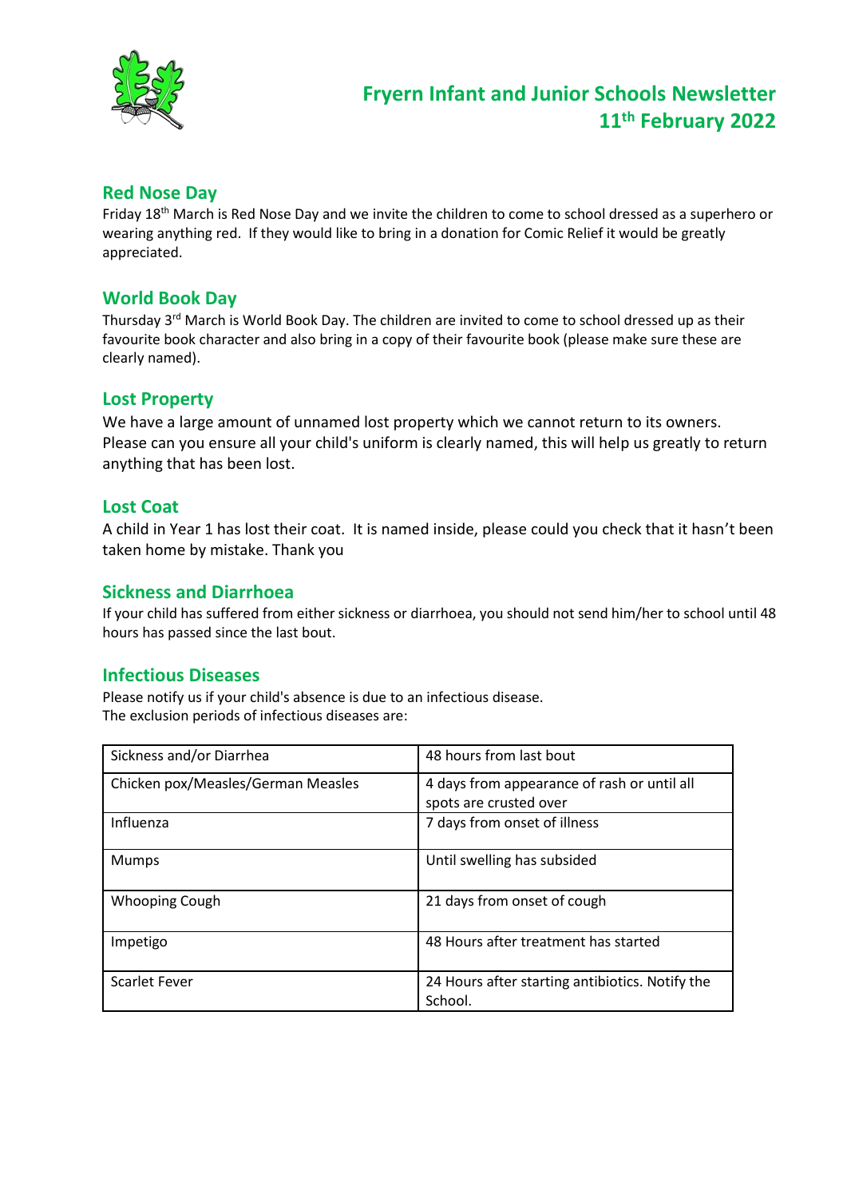# Fryern Infant and Junior Schools Newsletter 11th February 2022

## Red Nose Day

Friday 18th March is Red Nose Day and we invite the children to come to school dressed as a superhero or wearing anything red. If they would like to bring in a donation for Comic Relief it would be greatly appreciated.

## World Book Day

Thursday 3rd March is World Book Day. The children are invited to come to school dressed up as their favourite book character and also bring in a copy of their favourite book (please make sure these are clearly named).

## Lost Property

We have a large amount of unnamed lost property which we cannot return to its owners. Please can you ensure all your child's uniform is clearly named, this will help us greatly to return anything that has been lost.

## Lost Coat

A child in Year 1 has lost their coat. It is named inside, please could you check that it hasn't been taken home by mistake. Thank you

## Sickness and Diarrhoea

If your child has suffered from either sickness or diarrhoea, you should not send him/her to school until 48 hours has passed since the last bout.

## Infectious Diseases

Please notify us if your child's absence is due to an infectious disease.
The exclusion periods of infectious diseases are:

| Disease | Exclusion period |
|---|---|
| Sickness and/or Diarrhea | 48 hours from last bout |
| Chicken pox/Measles/German Measles | 4 days from appearance of rash or until all spots are crusted over |
| Influenza | 7 days from onset of illness |
| Mumps | Until swelling has subsided |
| Whooping Cough | 21 days from onset of cough |
| Impetigo | 48 Hours after treatment has started |
| Scarlet Fever | 24 Hours after starting antibiotics. Notify the School. |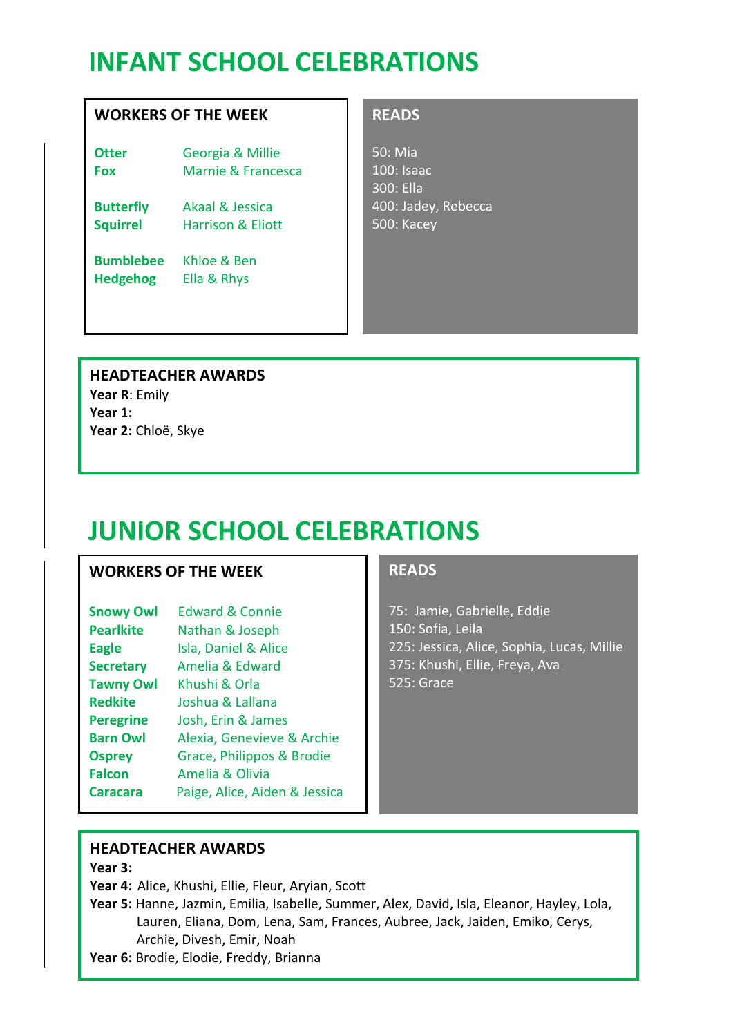# INFANT SCHOOL CELEBRATIONS

### WORKERS OF THE WEEK

| Class | Workers |
|---|---|
| **Otter** | Georgia & Millie |
| **Fox** | Marnie & Francesca |
| **Butterfly** | Akaal & Jessica |
| **Squirrel** | Harrison & Eliott |
| **Bumblebee** | Khloe & Ben |
| **Hedgehog** | Ella & Rhys |

### READS

50: Mia
100: Isaac
300: Ella
400: Jadey, Rebecca
500: Kacey

### HEADTEACHER AWARDS

**Year R**: Emily
**Year 1:**
**Year 2:** Chloë, Skye

# JUNIOR SCHOOL CELEBRATIONS

### WORKERS OF THE WEEK

| Class | Workers |
|---|---|
| **Snowy Owl** | Edward & Connie |
| **Pearlkite** | Nathan & Joseph |
| **Eagle** | Isla, Daniel & Alice |
| **Secretary** | Amelia & Edward |
| **Tawny Owl** | Khushi & Orla |
| **Redkite** | Joshua & Lallana |
| **Peregrine** | Josh, Erin & James |
| **Barn Owl** | Alexia, Genevieve & Archie |
| **Osprey** | Grace, Philippos & Brodie |
| **Falcon** | Amelia & Olivia |
| **Caracara** | Paige, Alice, Aiden & Jessica |

### READS

75: Jamie, Gabrielle, Eddie
150: Sofia, Leila
225: Jessica, Alice, Sophia, Lucas, Millie
375: Khushi, Ellie, Freya, Ava
525: Grace

### HEADTEACHER AWARDS

**Year 3:**
**Year 4:** Alice, Khushi, Ellie, Fleur, Aryian, Scott
**Year 5:** Hanne, Jazmin, Emilia, Isabelle, Summer, Alex, David, Isla, Eleanor, Hayley, Lola, Lauren, Eliana, Dom, Lena, Sam, Frances, Aubree, Jack, Jaiden, Emiko, Cerys, Archie, Divesh, Emir, Noah
**Year 6:** Brodie, Elodie, Freddy, Brianna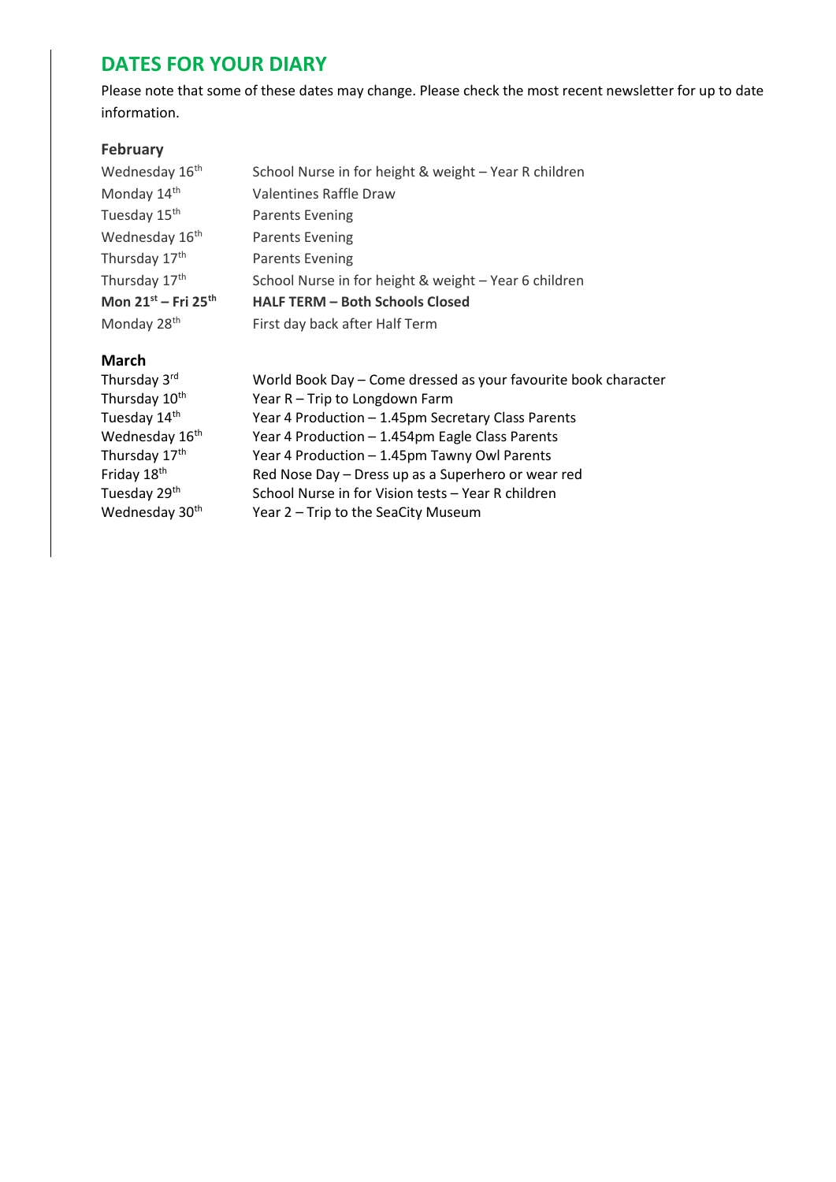## DATES FOR YOUR DIARY

Please note that some of these dates may change. Please check the most recent newsletter for up to date information.

### February

| | |
|---|---|
| Wednesday 16th | School Nurse in for height & weight – Year R children |
| Monday 14th | Valentines Raffle Draw |
| Tuesday 15th | Parents Evening |
| Wednesday 16th | Parents Evening |
| Thursday 17th | Parents Evening |
| Thursday 17th | School Nurse in for height & weight – Year 6 children |
| **Mon 21st – Fri 25th** | **HALF TERM – Both Schools Closed** |
| Monday 28th | First day back after Half Term |

### March

| | |
|---|---|
| Thursday 3rd | World Book Day – Come dressed as your favourite book character |
| Thursday 10th | Year R – Trip to Longdown Farm |
| Tuesday 14th | Year 4 Production – 1.45pm Secretary Class Parents |
| Wednesday 16th | Year 4 Production – 1.454pm Eagle Class Parents |
| Thursday 17th | Year 4 Production – 1.45pm Tawny Owl Parents |
| Friday 18th | Red Nose Day – Dress up as a Superhero or wear red |
| Tuesday 29th | School Nurse in for Vision tests – Year R children |
| Wednesday 30th | Year 2 – Trip to the SeaCity Museum |